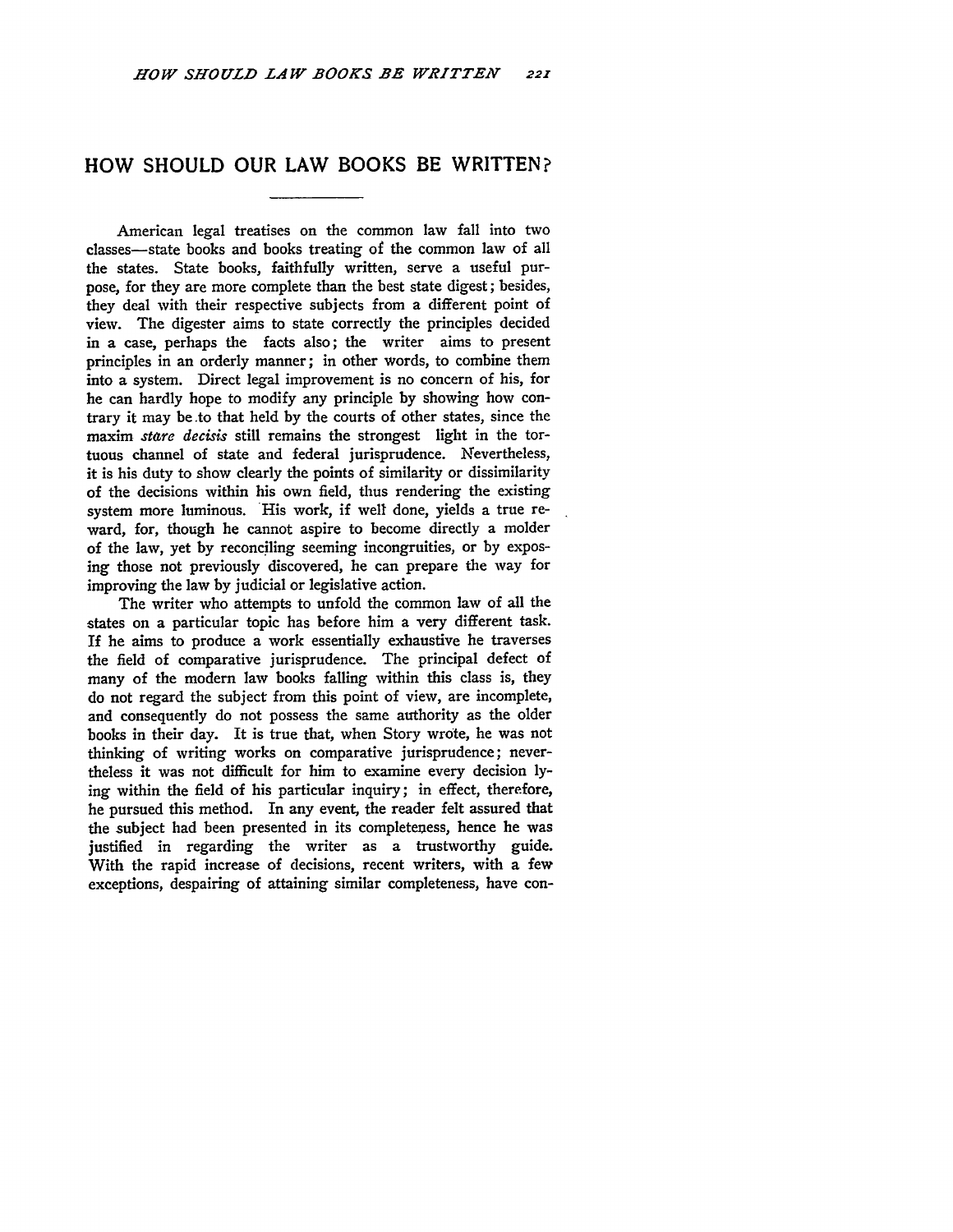# HOW SHOULD OUR LAW BOOKS BE WRITTEN?

American legal treatises on the common law fall into two classes—state books and books treating of the common law of all the states. State books, faithfully written, serve a useful purpose, for they are more complete than the best state digest; besides, they deal with their respective subjects from a different point of view. The digester aims to state correctly the principles decided in a case, perhaps the facts also; the writer aims to present principles in an orderly manner; in other words, to combine them into a system. Direct legal improvement is no concern of his, for he can hardly hope to modify any principle by showing how contrary it may be to that held by the courts of other states, since the maxim *stare decisis* still remains the strongest light in the tortuous channel of state and federal jurisprudence. Nevertheless, it is his duty to show clearly the points of similarity or dissimilarity of the decisions within his own field, thus rendering the existing system more luminous. His work, if well done, yields a true reward, for, though he cannot aspire to become directly a molder of the law, yet by reconciling seeming incongruities, or by exposing those not previously discovered, he can prepare the way for improving the law by judicial or legislative action.

The writer who attempts to unfold the common law of all the states on a particular topic has before him a very different task. If he aims to produce a work essentially exhaustive he traverses the field of comparative jurisprudence. The principal defect of many of the modern law books falling within this class is, they do not regard the subject from this point of view, are incomplete, and consequently do not possess the same authority as the older books in their day. It is true that, when Story wrote, he was not thinking of writing works on comparative jurisprudence; nevertheless it was not difficult for him to examine every decision lying within the field of his particular inquiry; in effect, therefore, he pursued this method. In any event, the reader felt assured that the subject had been presented in its completeness, hence he was justified in regarding the writer as a trustworthy guide. With the rapid increase of decisions, recent writers, with a few exceptions, despairing of attaining similar completeness, have con-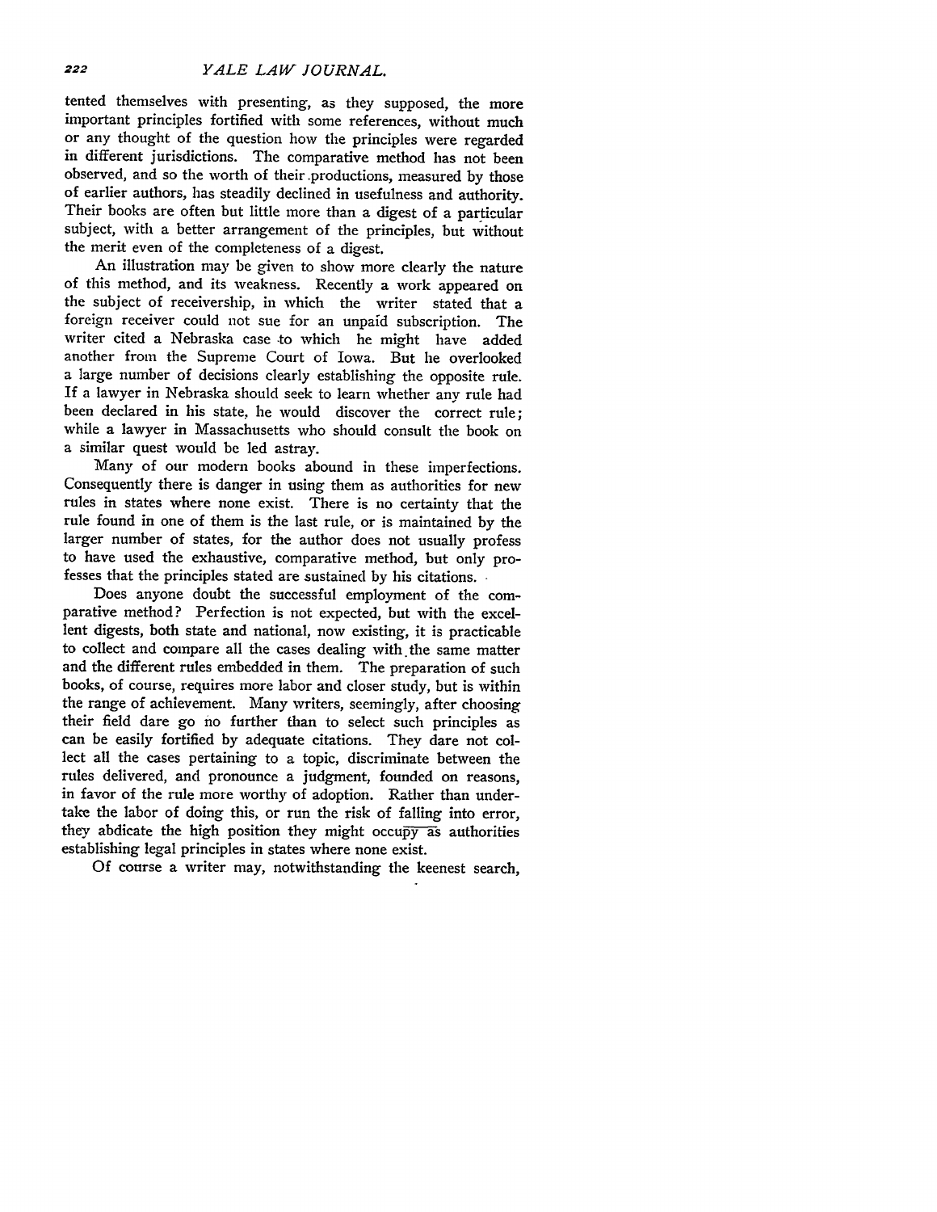tented themselves with presenting, as they supposed, the more important principles fortified with some references, without much or any thought of the question how the principles were regarded in different jurisdictions. The comparative method has not been observed, and so the worth of their productions, measured by those of earlier authors, has steadily declined in usefulness and authority. Their books are often but little more than a digest of a particular subject, with a better arrangement of the principles, but without the merit even of the completeness of a digest.

An illustration may be given to show more clearly the nature of this method, and its weakness. Recently a work appeared on the subject of receivership, in which the writer stated that a foreign receiver could not sue for an unpaid subscription. The writer cited a Nebraska case to which he might have added another from the Supreme Court of Iowa. But he overlooked a large number of decisions clearly establishing the opposite rule. If a lawyer in Nebraska should seek to learn whether any rule had been declared in his state, he would discover the correct rule; while a lawyer in Massachusetts who should consult the book on a similar quest would be led astray.

Many of our modern books abound in these imperfections. Consequently there is danger in using them as authorities for new rules in states where none exist. There is no certainty that the rule found in one of them is the last rule, or is maintained by the larger number of states, for the author does not usually profess to have used the exhaustive, comparative method, but only professes that the principles stated are sustained by his citations.

Does anyone doubt the successful employment of the comparative method? Perfection is not expected, but with the excellent digests, both state and national, now existing, it is practicable to collect and compare all the cases dealing with the same matter and the different rules embedded in them. The preparation of such books, of course, requires more labor and closer study, but is within the range of achievement. Many writers, seemingly, after choosing their field dare go no further than to select such principles as can be easily fortified by adequate citations. They dare not collect all the cases pertaining to a topic, discriminate between the rules delivered, and pronounce a judgment, founded on reasons, in favor of the rule more worthy of adoption. Rather than undertake the labor of doing this, or run the risk of falling into error, they abdicate the high position they might occupy as authorities establishing legal principles in states where none exist.

Of course a writer may, notwithstanding the keenest search,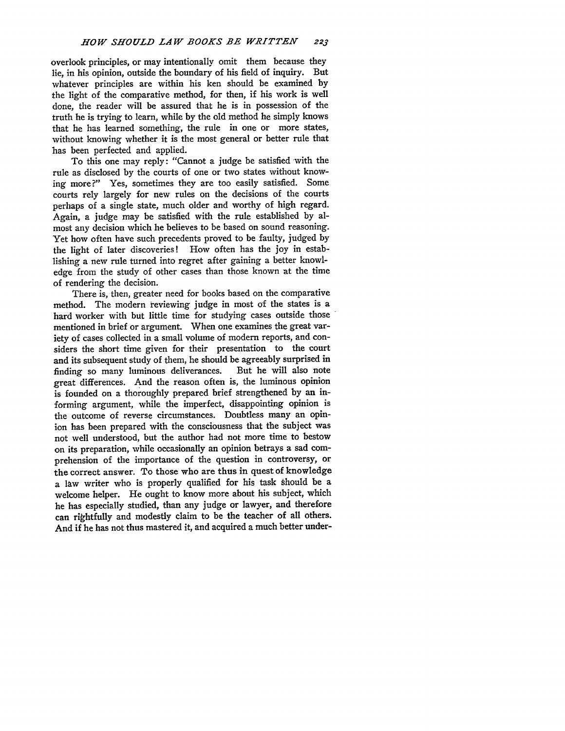overlook principles, or may intentionally omit them because they lie, in his opinion, outside the boundary of his field of inquiry. But whatever principles are within his ken should be examined by the light of the comparative method, for then, if his work is well done, the reader will be assured that he is in possession of the truth he is trying to learn, while by the old method he simply knows that he has learned something, the rule in one or more states, without knowing whether it is the most general or better rule that has been perfected and applied.

To this one may reply: "Cannot a judge be satisfied with the rule as disclosed by the courts of one or two states without knowing more?" Yes, sometimes they are too easily satisfied. Some courts rely largely for new rules on the decisions of the courts perhaps of a single state, much older and worthy of high regard. Again, a judge may be satisfied with the rule established by almost any decision which he believes to be based on sound reasoning. Yet how often have such precedents proved to be faulty, judged by the light of later discoveries! How often has the joy in establishing a new rule turned into regret after gaining a better knowledge from the study of other cases than those known at the time of rendering the decision.

There is, then, greater need for books based on the comparative method. The modern reviewing judge in most of the states is a hard worker with but little time for studying cases outside those mentioned in brief or argument. When one examines the great variety of cases collected in a small volume of modern reports, and considers the short time given for their presentation to the court and its subsequent study of them, he should be agreeably surprised in finding so many luminous deliverances. But he will also note great differences. And the reason often is, the luminous opinion is founded on a thoroughly prepared brief strengthened by an informing argument, while the imperfect, disappointing opinion is the outcome of reverse circumstances. Doubtless many an opinion has been prepared with the consciousness that the subject was not well understood, but the author had not more time to bestow on its preparation, while occasionally an opinion betrays a sad comprehension of the importance of the question in controversy, or the correct answer. To those who are thus in quest of knowledge a law writer who is properly qualified for his task should be a welcome helper. He ought to know more about his subject, which he has especially studied, than any judge or lawyer, and therefore can rightfully and modestly claim to be the teacher of all others. And if he has not thus mastered it, and acquired a much better under-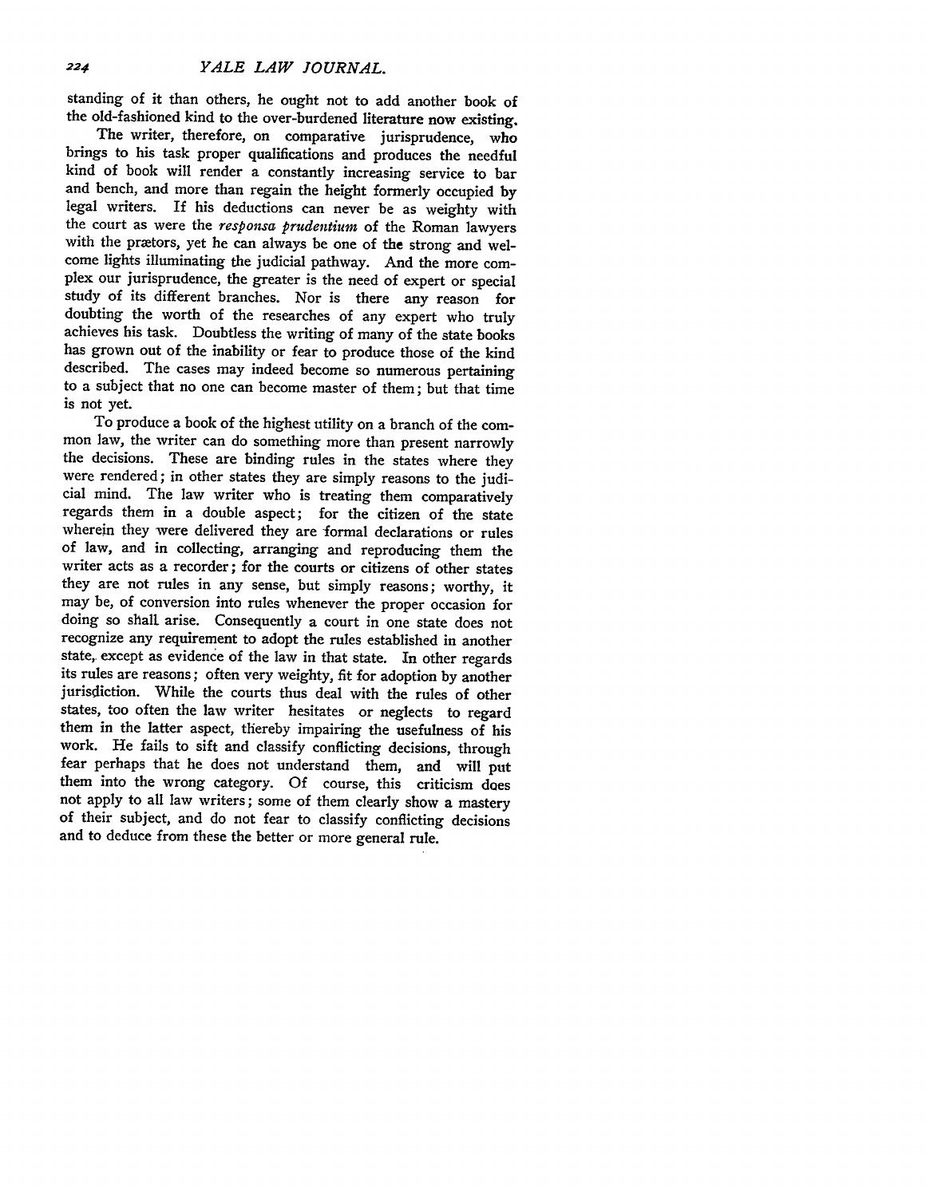standing of it than others, he ought not to add another book of the old-fashioned kind to the over-burdened literature now existing.

The writer, therefore, on comparative jurisprudence, who brings to his task proper qualifications and produces the needful kind of book will render a constantly increasing service to bar and bench, and more than regain the height formerly occupied by legal writers. If his deductions can never be as weighty with the court as were the *responsa prudentium* of the Roman lawyers with the prætors, yet he can always be one of the strong and welcome lights illuminating the judicial pathway. And the more complex our jurisprudence, the greater is the need of expert or special study of its different branches. Nor is there any reason for doubting the worth of the researches of any expert who truly achieves his task. Doubtless the writing of many of the state books has grown out of the inability or fear to produce those of the kind described. The cases may indeed become so numerous pertaining to a subject that no one can become master of them; but that time is not yet.

To produce a book of the highest utility on a branch of the common law, the writer can do something more than present narrowly the decisions. These are binding rules in the states where they were rendered; in other states they are simply reasons to the judicial mind. The law writer who is treating them comparatively regards them in a double aspect; for the citizen of the state wherein they were delivered they are formal declarations or rules of law, and in collecting, arranging and reproducing them the writer acts as a recorder; for the courts or citizens of other states they are not rules in any sense, but simply reasons; worthy, it may be, of conversion into rules whenever the proper occasion for doing so shall arise. Consequently a court in one state does not recognize any requirement to adopt the rules established in another state, except as evidence of the law in that state. In other regards its rules are reasons; often very weighty, fit for adoption by another jurisdiction. While the courts thus deal with the rules of other states, too often the law writer hesitates or neglects to regard them in the latter aspect, thereby impairing the usefulness of his work. He fails to sift and classify conflicting decisions, through fear perhaps that he does not understand them, and will put them into the wrong category. Of course, this criticism does not apply to all law writers; some of them clearly show a mastery of their subject, and do not fear to classify conflicting decisions and to deduce from these the better or more general rule.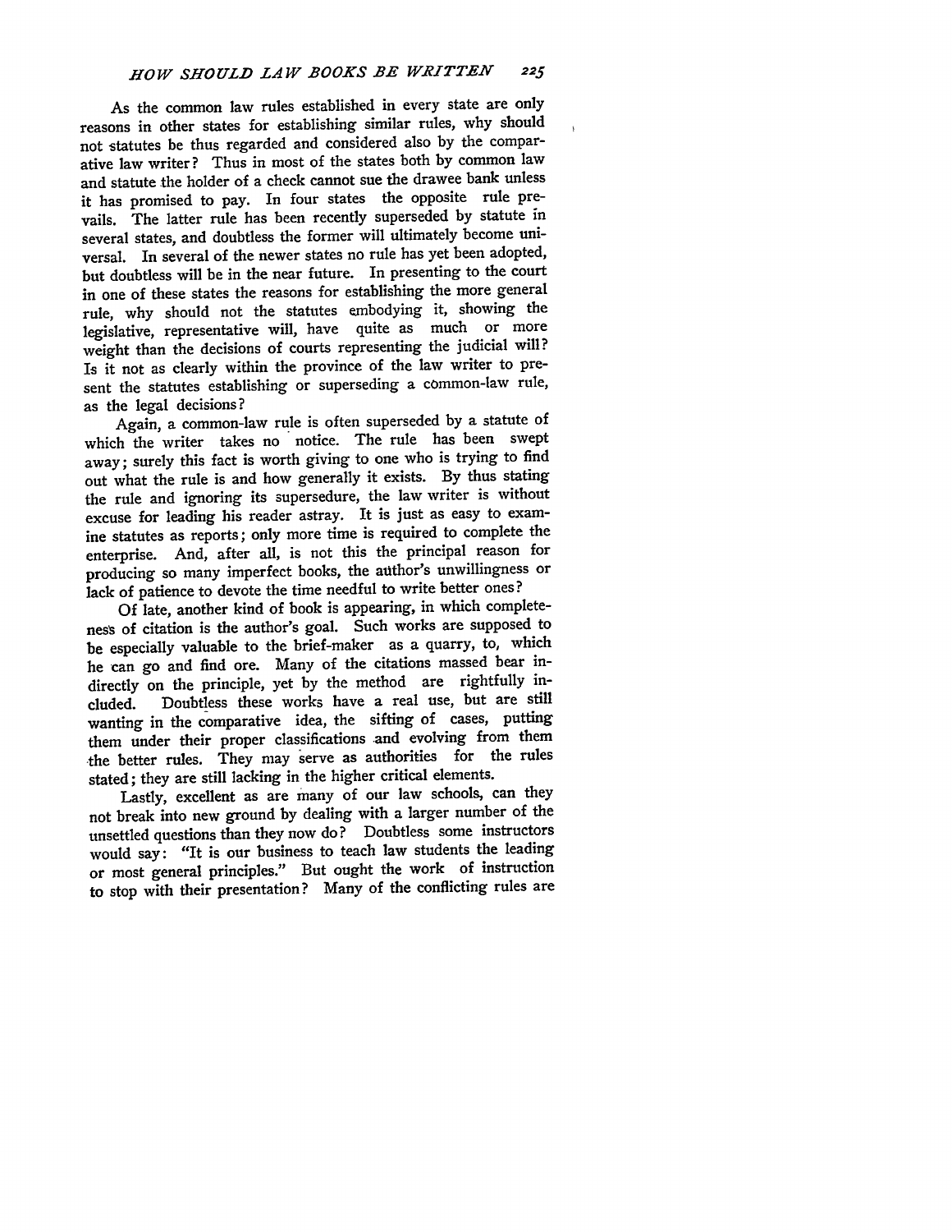As the common law rules established in every state are only reasons in other states for establishing similar rules, why should not statutes be thus regarded and considered also by the comparative law writer? Thus in most of the states both by common law and statute the holder of a check cannot sue the drawee bank unless it has promised to pay. In four states the opposite rule prevails. The latter rule has been recently superseded by statute in several states, and doubtless the former will ultimately become universal. In several of the newer states no rule has yet been adopted, but doubtless will be in the near future. In presenting to the court in one of these states the reasons for establishing the more general rule, why should not the statutes embodying it, showing the legislative, representative will, have quite as much or more weight than the decisions of courts representing the judicial will? Is it not as clearly within the province of the law writer to present the statutes establishing or superseding a common-law rule, as the legal decisions?

Again, a common-law rule is often superseded by a statute of which the writer takes no notice. The rule has been swept away; surely this fact is worth giving to one who is trying to find out what the rule is and how generally it exists. By thus stating the rule and ignoring its supersedure, the law writer is without excuse for leading his reader astray. It is just as easy to examine statutes as reports; only more time is required to complete the enterprise. And, after all, is not this the principal reason for producing so many imperfect books, the author's unwillingness or lack of patience to devote the time needful to write better ones?

Of late, another kind of book is appearing, in which completeness of citation is the author's goal. Such works are supposed to be especially valuable to the brief-maker as a quarry, to, which he can go and find ore. Many of the citations massed bear indirectly on the principle, yet by the method are rightfully included. Doubtless these works have a real use, but are still wanting in the comparative idea, the sifting of cases, putting them under their proper classifications and evolving from them the better rules. They may serve as authorities for the rules stated; they are still lacking in the higher critical elements.

Lastly, excellent as are many of our law schools, can they not break into new ground by dealing with a larger number of the unsettled questions than they now do? Doubtless some instructors would say: "It is our business to teach law students the leading or most general principles." But ought the work of instruction to stop with their presentation? Many of the conflicting rules are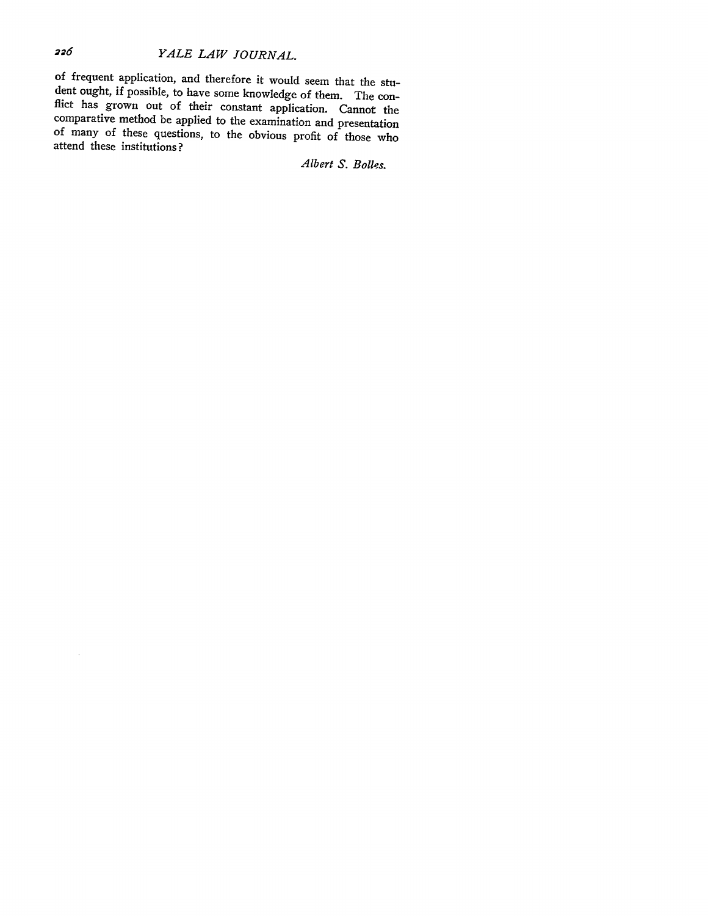of frequent application, and therefore it would seem that the student ought, if possible, to have some knowledge of them. The conflict has grown out of their constant application. Cannot the comparative method be applied to the examination and presentation of many of these questions, to the obvious profit of those who attend these institutions?

*Albert S. Bolles.*